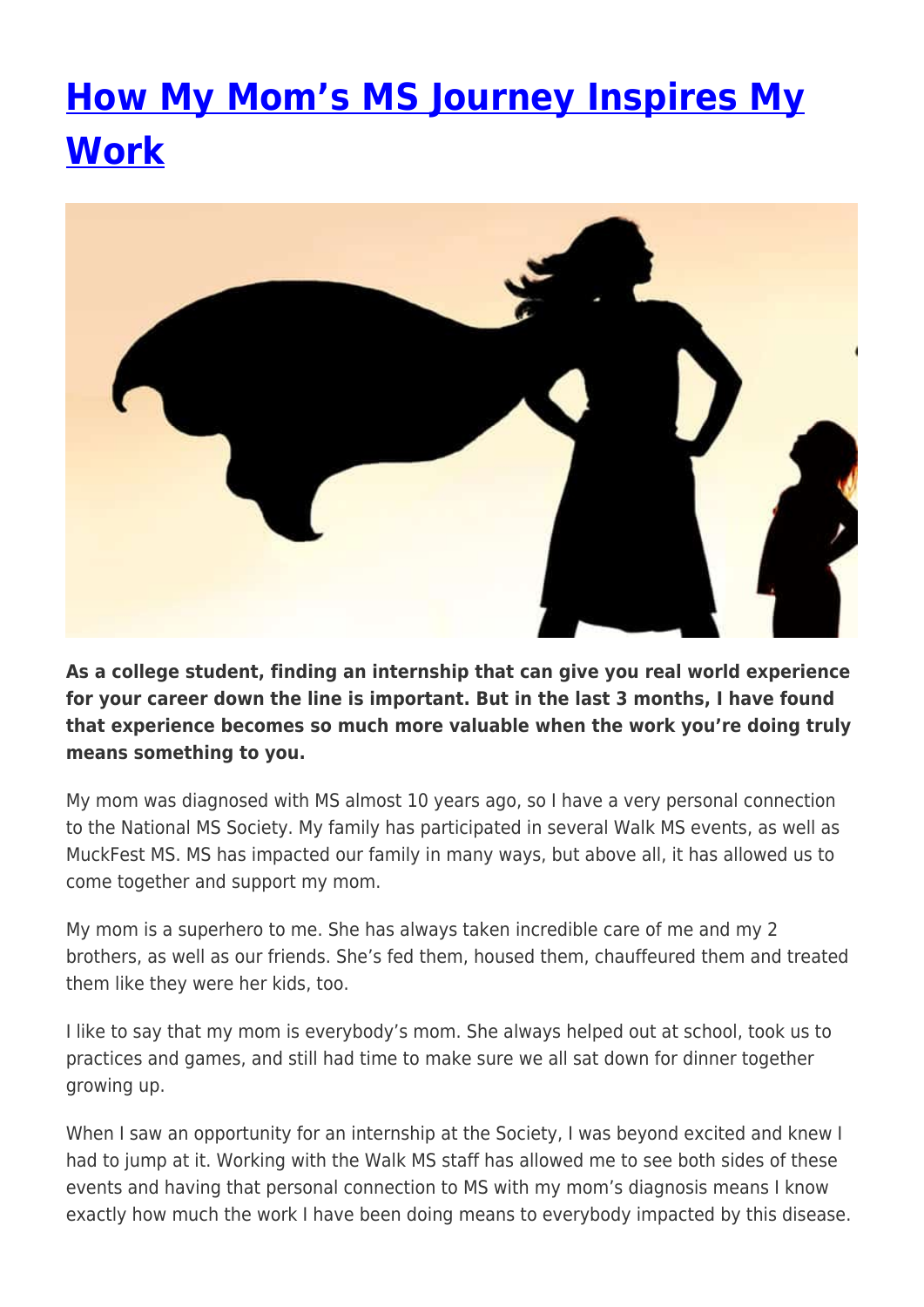# How My Mom's MS Journey Inspires My Work

**As a college student, finding an internship that can give you real world experience for your career down the line is important. But in the last 3 months, I have found that experience becomes so much more valuable when the work you're doing truly means something to you.**

My mom was diagnosed with MS almost 10 years ago, so I have a very personal connection to the National MS Society. My family has participated in several Walk MS events, as well as MuckFest MS. MS has impacted our family in many ways, but above all, it has allowed us to come together and support my mom.

My mom is a superhero to me. She has always taken incredible care of me and my 2 brothers, as well as our friends. She's fed them, housed them, chauffeured them and treated them like they were her kids, too.

I like to say that my mom is everybody's mom. She always helped out at school, took us to practices and games, and still had time to make sure we all sat down for dinner together growing up.

When I saw an opportunity for an internship at the Society, I was beyond excited and knew I had to jump at it. Working with the Walk MS staff has allowed me to see both sides of these events and having that personal connection to MS with my mom's diagnosis means I know exactly how much the work I have been doing means to everybody impacted by this disease.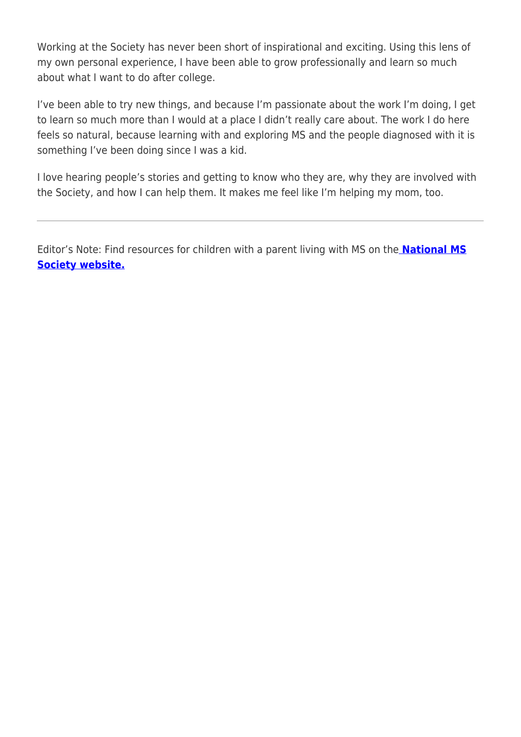Working at the Society has never been short of inspirational and exciting. Using this lens of my own personal experience, I have been able to grow professionally and learn so much about what I want to do after college.

I've been able to try new things, and because I'm passionate about the work I'm doing, I get to learn so much more than I would at a place I didn't really care about. The work I do here feels so natural, because learning with and exploring MS and the people diagnosed with it is something I've been doing since I was a kid.

I love hearing people's stories and getting to know who they are, why they are involved with the Society, and how I can help them. It makes me feel like I'm helping my mom, too.

---

Editor's Note: Find resources for children with a parent living with MS on the **National MS Society website.**